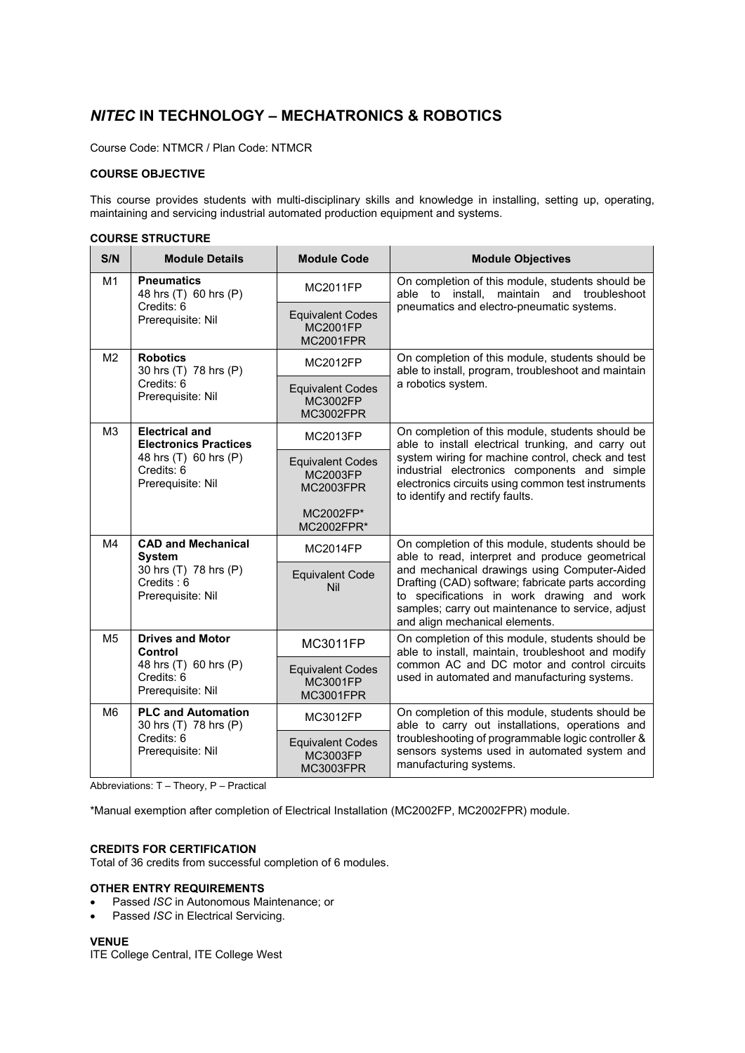# *NITEC* IN TECHNOLOGY – MECHATRONICS & ROBOTICS

Course Code: NTMCR / Plan Code: NTMCR

### COURSE OBJECTIVE

This course provides students with multi-disciplinary skills and knowledge in installing, setting up, operating, maintaining and servicing industrial automated production equipment and systems.

### COURSE STRUCTURE

| S/N | Module Details | Module Code | Module Objectives |
|---|---|---|---|
| M1 | **Pneumatics**<br>48 hrs (T) 60 hrs (P)<br>Credits: 6<br>Prerequisite: Nil | MC2011FP<br><br>Equivalent Codes<br>MC2001FP<br>MC2001FPR | On completion of this module, students should be able to install, maintain and troubleshoot pneumatics and electro-pneumatic systems. |
| M2 | **Robotics**<br>30 hrs (T) 78 hrs (P)<br>Credits: 6<br>Prerequisite: Nil | MC2012FP<br><br>Equivalent Codes<br>MC3002FP<br>MC3002FPR | On completion of this module, students should be able to install, program, troubleshoot and maintain a robotics system. |
| M3 | **Electrical and Electronics Practices**<br>48 hrs (T) 60 hrs (P)<br>Credits: 6<br>Prerequisite: Nil | MC2013FP<br><br>Equivalent Codes<br>MC2003FP<br>MC2003FPR<br><br>MC2002FP*<br>MC2002FPR* | On completion of this module, students should be able to install electrical trunking, and carry out system wiring for machine control, check and test industrial electronics components and simple electronics circuits using common test instruments to identify and rectify faults. |
| M4 | **CAD and Mechanical System**<br>30 hrs (T) 78 hrs (P)<br>Credits : 6<br>Prerequisite: Nil | MC2014FP<br><br>Equivalent Code<br>Nil | On completion of this module, students should be able to read, interpret and produce geometrical and mechanical drawings using Computer-Aided Drafting (CAD) software; fabricate parts according to specifications in work drawing and work samples; carry out maintenance to service, adjust and align mechanical elements. |
| M5 | **Drives and Motor Control**<br>48 hrs (T) 60 hrs (P)<br>Credits: 6<br>Prerequisite: Nil | MC3011FP<br><br>Equivalent Codes<br>MC3001FP<br>MC3001FPR | On completion of this module, students should be able to install, maintain, troubleshoot and modify common AC and DC motor and control circuits used in automated and manufacturing systems. |
| M6 | **PLC and Automation**<br>30 hrs (T) 78 hrs (P)<br>Credits: 6<br>Prerequisite: Nil | MC3012FP<br><br>Equivalent Codes<br>MC3003FP<br>MC3003FPR | On completion of this module, students should be able to carry out installations, operations and troubleshooting of programmable logic controller & sensors systems used in automated system and manufacturing systems. |

Abbreviations: T – Theory, P – Practical

*Manual exemption after completion of Electrical Installation (MC2002FP, MC2002FPR) module.

### CREDITS FOR CERTIFICATION

Total of 36 credits from successful completion of 6 modules.

### OTHER ENTRY REQUIREMENTS

- Passed *ISC* in Autonomous Maintenance; or
- Passed *ISC* in Electrical Servicing.

### VENUE

ITE College Central, ITE College West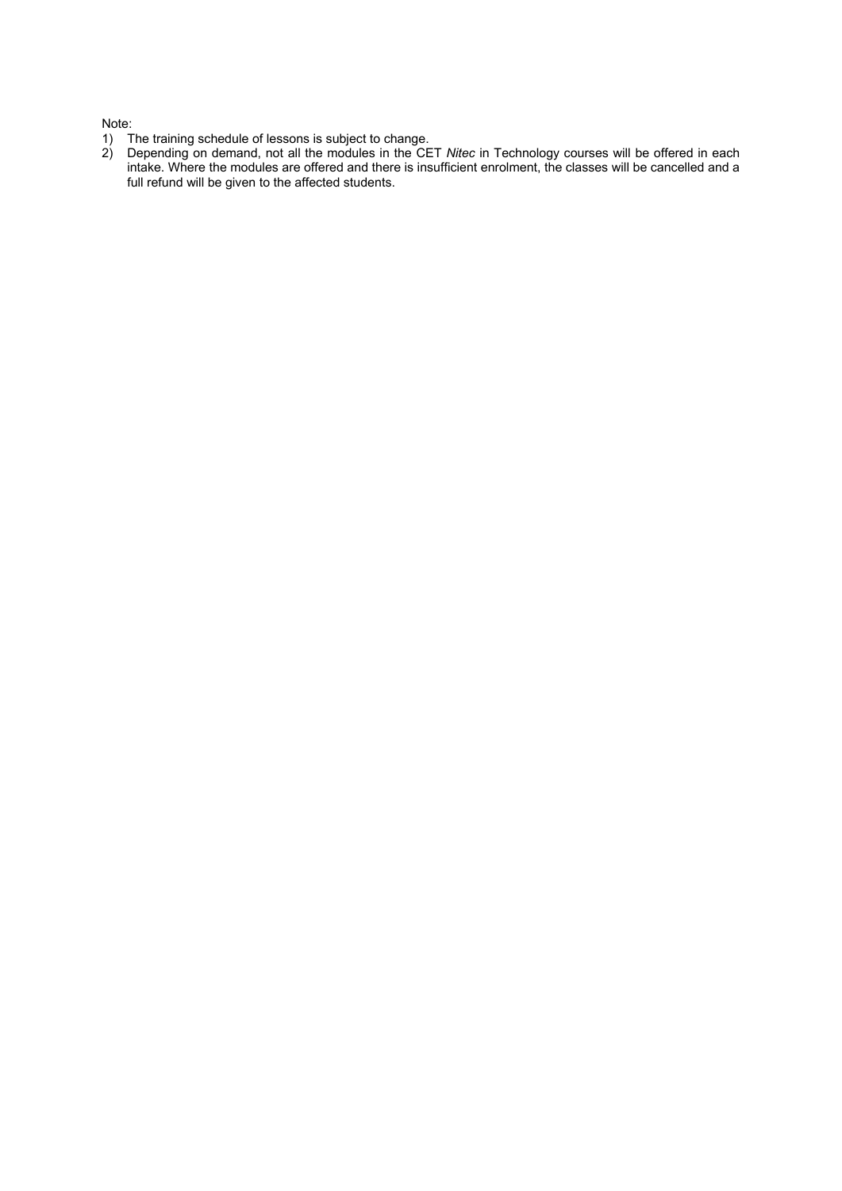Note:

1) The training schedule of lessons is subject to change.
2) Depending on demand, not all the modules in the CET *Nitec* in Technology courses will be offered in each intake. Where the modules are offered and there is insufficient enrolment, the classes will be cancelled and a full refund will be given to the affected students.